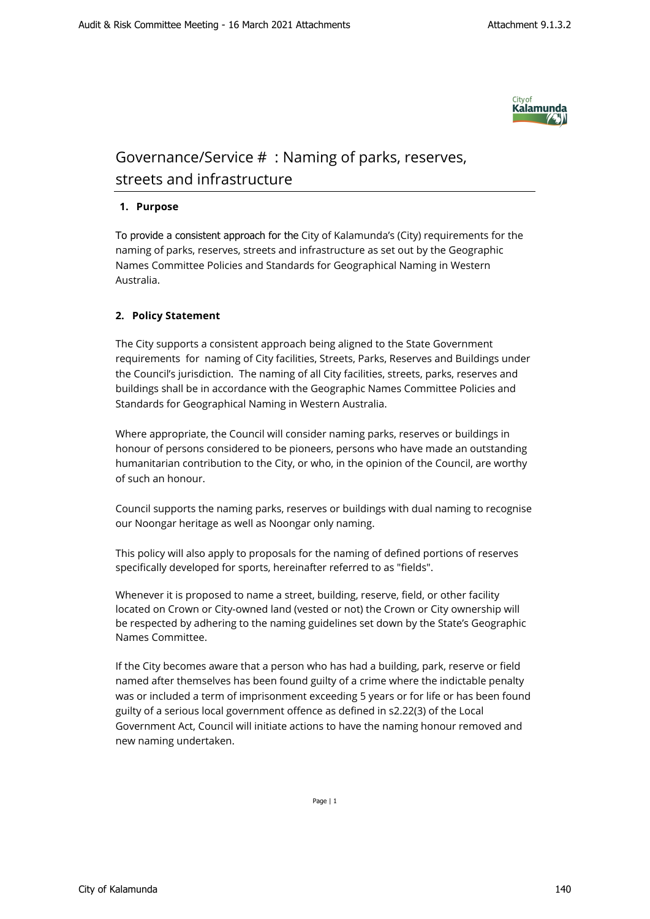# Governance/Service # : Naming of parks, reserves, streets and infrastructure

## 1. Purpose

To provide a consistent approach for the City of Kalamunda's (City) requirements for the naming of parks, reserves, streets and infrastructure as set out by the Geographic Names Committee Policies and Standards for Geographical Naming in Western Australia.

## 2. Policy Statement

The City supports a consistent approach being aligned to the State Government requirements for naming of City facilities, Streets, Parks, Reserves and Buildings under the Council's jurisdiction. The naming of all City facilities, streets, parks, reserves and buildings shall be in accordance with the Geographic Names Committee Policies and Standards for Geographical Naming in Western Australia.

Where appropriate, the Council will consider naming parks, reserves or buildings in honour of persons considered to be pioneers, persons who have made an outstanding humanitarian contribution to the City, or who, in the opinion of the Council, are worthy of such an honour.

Council supports the naming parks, reserves or buildings with dual naming to recognise our Noongar heritage as well as Noongar only naming.

This policy will also apply to proposals for the naming of defined portions of reserves specifically developed for sports, hereinafter referred to as "fields".

Whenever it is proposed to name a street, building, reserve, field, or other facility located on Crown or City-owned land (vested or not) the Crown or City ownership will be respected by adhering to the naming guidelines set down by the State's Geographic Names Committee.

If the City becomes aware that a person who has had a building, park, reserve or field named after themselves has been found guilty of a crime where the indictable penalty was or included a term of imprisonment exceeding 5 years or for life or has been found guilty of a serious local government offence as defined in s2.22(3) of the Local Government Act, Council will initiate actions to have the naming honour removed and new naming undertaken.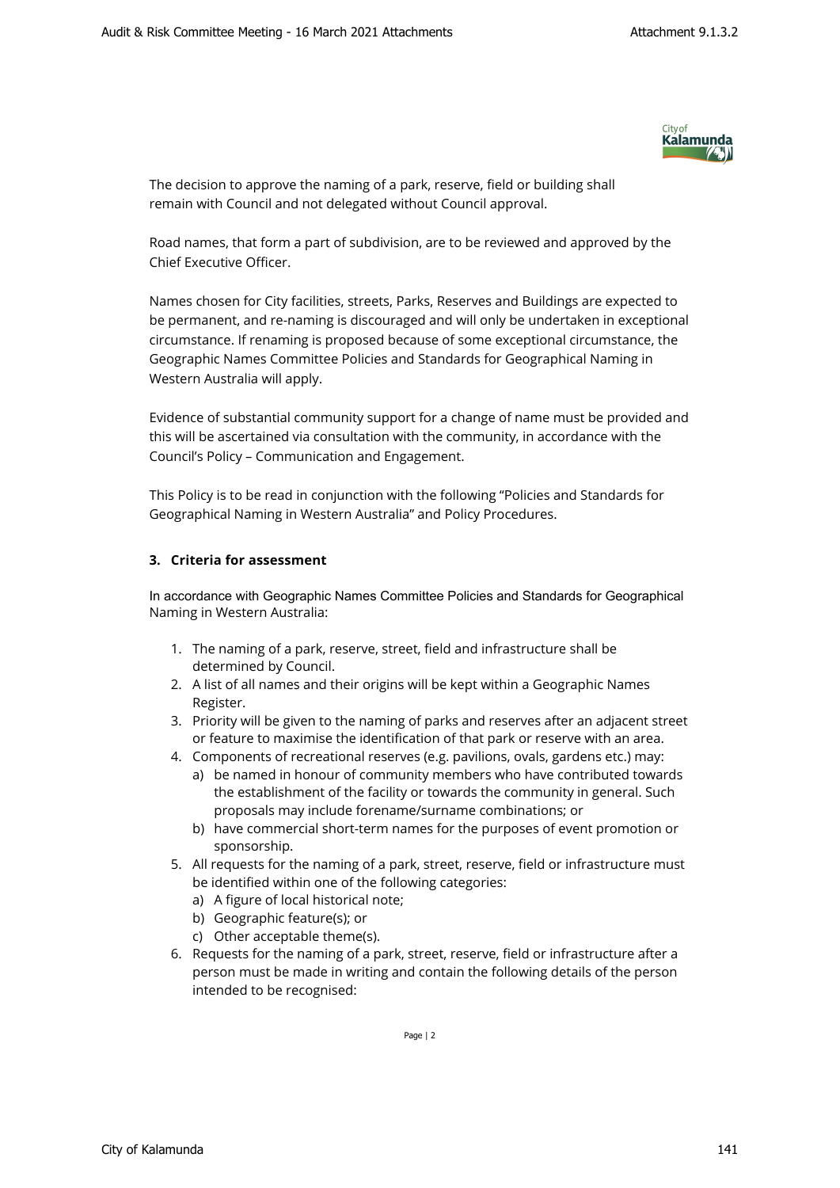The decision to approve the naming of a park, reserve, field or building shall remain with Council and not delegated without Council approval.

Road names, that form a part of subdivision, are to be reviewed and approved by the Chief Executive Officer.

Names chosen for City facilities, streets, Parks, Reserves and Buildings are expected to be permanent, and re-naming is discouraged and will only be undertaken in exceptional circumstance. If renaming is proposed because of some exceptional circumstance, the Geographic Names Committee Policies and Standards for Geographical Naming in Western Australia will apply.

Evidence of substantial community support for a change of name must be provided and this will be ascertained via consultation with the community, in accordance with the Council's Policy – Communication and Engagement.

This Policy is to be read in conjunction with the following "Policies and Standards for Geographical Naming in Western Australia" and Policy Procedures.

### 3. Criteria for assessment

In accordance with Geographic Names Committee Policies and Standards for Geographical Naming in Western Australia:

1. The naming of a park, reserve, street, field and infrastructure shall be determined by Council.
2. A list of all names and their origins will be kept within a Geographic Names Register.
3. Priority will be given to the naming of parks and reserves after an adjacent street or feature to maximise the identification of that park or reserve with an area.
4. Components of recreational reserves (e.g. pavilions, ovals, gardens etc.) may:
   a) be named in honour of community members who have contributed towards the establishment of the facility or towards the community in general. Such proposals may include forename/surname combinations; or
   b) have commercial short-term names for the purposes of event promotion or sponsorship.
5. All requests for the naming of a park, street, reserve, field or infrastructure must be identified within one of the following categories:
   a) A figure of local historical note;
   b) Geographic feature(s); or
   c) Other acceptable theme(s).
6. Requests for the naming of a park, street, reserve, field or infrastructure after a person must be made in writing and contain the following details of the person intended to be recognised: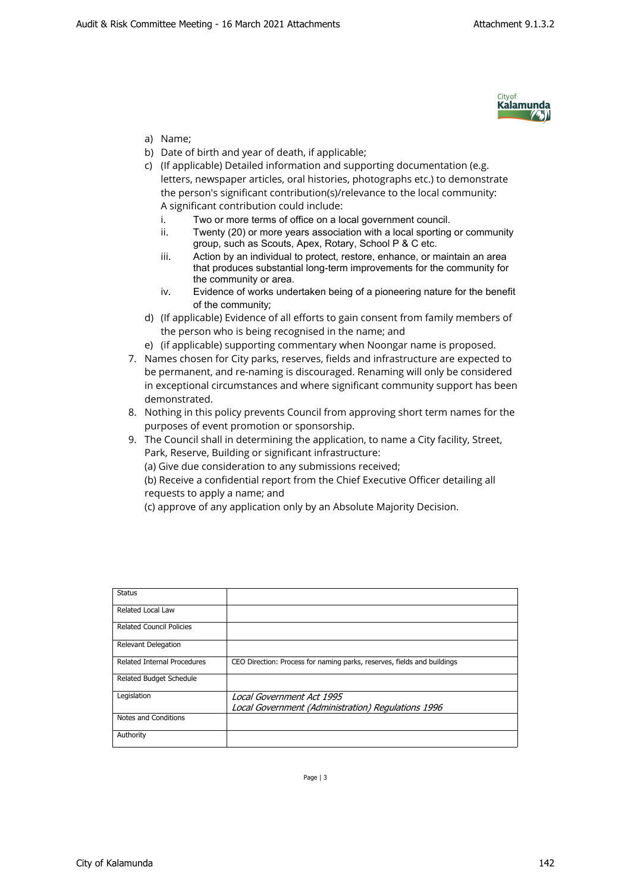a) Name;
b) Date of birth and year of death, if applicable;
c) (If applicable) Detailed information and supporting documentation (e.g. letters, newspaper articles, oral histories, photographs etc.) to demonstrate the person's significant contribution(s)/relevance to the local community: A significant contribution could include:
   i. Two or more terms of office on a local government council.
   ii. Twenty (20) or more years association with a local sporting or community group, such as Scouts, Apex, Rotary, School P & C etc.
   iii. Action by an individual to protect, restore, enhance, or maintain an area that produces substantial long-term improvements for the community for the community or area.
   iv. Evidence of works undertaken being of a pioneering nature for the benefit of the community;
d) (If applicable) Evidence of all efforts to gain consent from family members of the person who is being recognised in the name; and
e) (if applicable) supporting commentary when Noongar name is proposed.

7. Names chosen for City parks, reserves, fields and infrastructure are expected to be permanent, and re-naming is discouraged. Renaming will only be considered in exceptional circumstances and where significant community support has been demonstrated.
8. Nothing in this policy prevents Council from approving short term names for the purposes of event promotion or sponsorship.
9. The Council shall in determining the application, to name a City facility, Street, Park, Reserve, Building or significant infrastructure:
   (a) Give due consideration to any submissions received;
   (b) Receive a confidential report from the Chief Executive Officer detailing all requests to apply a name; and
   (c) approve of any application only by an Absolute Majority Decision.

| Status | |
|---|---|
| Related Local Law | |
| Related Council Policies | |
| Relevant Delegation | |
| Related Internal Procedures | CEO Direction: Process for naming parks, reserves, fields and buildings |
| Related Budget Schedule | |
| Legislation | *Local Government Act 1995*<br>*Local Government (Administration) Regulations 1996* |
| Notes and Conditions | |
| Authority | |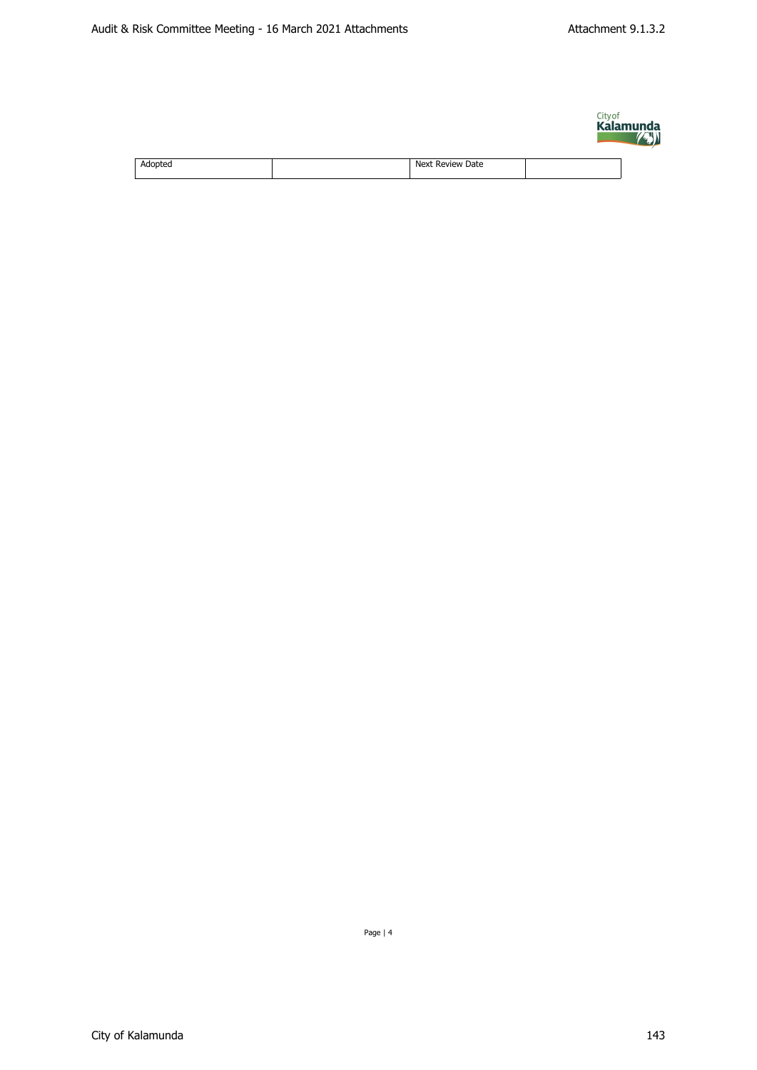| | | | |
|---|---|---|---|
| Adopted | | Next Review Date | |